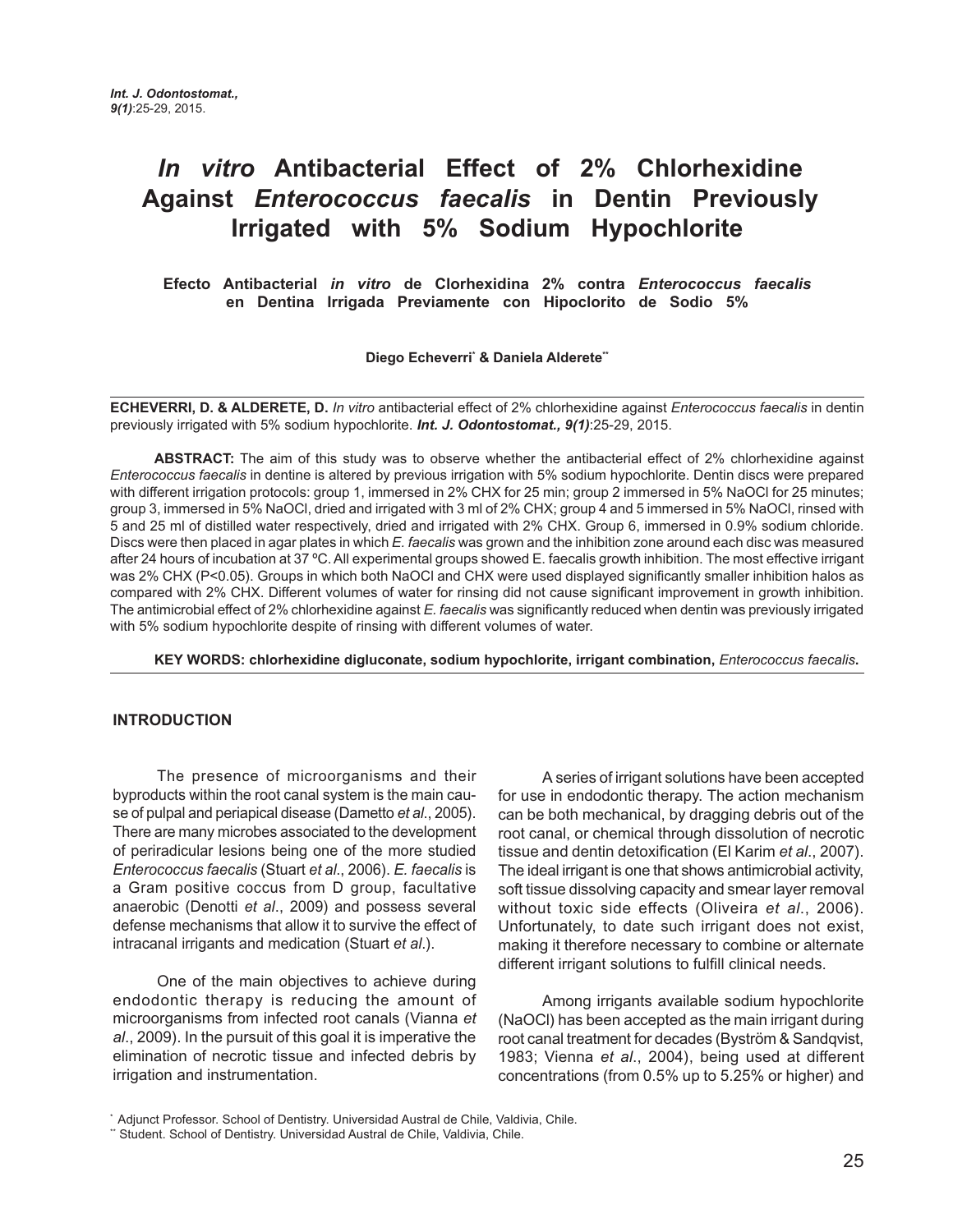# *In vitro* Antibacterial Effect of 2% Chlorhexidine Against *Enterococcus faecalis* in Dentin Previously Irrigated with 5% Sodium Hypochlorite

**Efecto Antibacterial *in vitro* de Clorhexidina 2% contra *Enterococcus faecalis* en Dentina Irrigada Previamente con Hipoclorito de Sodio 5%**

**Diego Echeverri[*] & Daniela Alderete[**]**

**ECHEVERRI, D. & ALDERETE, D.** *In vitro* antibacterial effect of 2% chlorhexidine against *Enterococcus faecalis* in dentin previously irrigated with 5% sodium hypochlorite. ***Int. J. Odontostomat., 9(1)***:25-29, 2015.

**ABSTRACT:** The aim of this study was to observe whether the antibacterial effect of 2% chlorhexidine against *Enterococcus faecalis* in dentine is altered by previous irrigation with 5% sodium hypochlorite. Dentin discs were prepared with different irrigation protocols: group 1, immersed in 2% CHX for 25 min; group 2 immersed in 5% NaOCl for 25 minutes; group 3, immersed in 5% NaOCl, dried and irrigated with 3 ml of 2% CHX; group 4 and 5 immersed in 5% NaOCl, rinsed with 5 and 25 ml of distilled water respectively, dried and irrigated with 2% CHX. Group 6, immersed in 0.9% sodium chloride. Discs were then placed in agar plates in which *E. faecalis* was grown and the inhibition zone around each disc was measured after 24 hours of incubation at 37 ºC. All experimental groups showed E. faecalis growth inhibition. The most effective irrigant was 2% CHX ($P<0.05$). Groups in which both NaOCl and CHX were used displayed significantly smaller inhibition halos as compared with 2% CHX. Different volumes of water for rinsing did not cause significant improvement in growth inhibition. The antimicrobial effect of 2% chlorhexidine against *E. faecalis* was significantly reduced when dentin was previously irrigated with 5% sodium hypochlorite despite of rinsing with different volumes of water.

**KEY WORDS: chlorhexidine digluconate, sodium hypochlorite, irrigant combination,** ***Enterococcus faecalis*****.**

## INTRODUCTION

The presence of microorganisms and their byproducts within the root canal system is the main cause of pulpal and periapical disease (Dametto *et al*., 2005). There are many microbes associated to the development of periradicular lesions being one of the more studied *Enterococcus faecalis* (Stuart *et al*., 2006). *E. faecalis* is a Gram positive coccus from D group, facultative anaerobic (Denotti *et al*., 2009) and possess several defense mechanisms that allow it to survive the effect of intracanal irrigants and medication (Stuart *et al*.).

One of the main objectives to achieve during endodontic therapy is reducing the amount of microorganisms from infected root canals (Vianna *et al*., 2009). In the pursuit of this goal it is imperative the elimination of necrotic tissue and infected debris by irrigation and instrumentation.

A series of irrigant solutions have been accepted for use in endodontic therapy. The action mechanism can be both mechanical, by dragging debris out of the root canal, or chemical through dissolution of necrotic tissue and dentin detoxification (El Karim *et al*., 2007). The ideal irrigant is one that shows antimicrobial activity, soft tissue dissolving capacity and smear layer removal without toxic side effects (Oliveira *et al*., 2006). Unfortunately, to date such irrigant does not exist, making it therefore necessary to combine or alternate different irrigant solutions to fulfill clinical needs.

Among irrigants available sodium hypochlorite (NaOCl) has been accepted as the main irrigant during root canal treatment for decades (Byström & Sandqvist, 1983; Vienna *et al*., 2004), being used at different concentrations (from 0.5% up to 5.25% or higher) and

[*] Adjunct Professor. School of Dentistry. Universidad Austral de Chile, Valdivia, Chile.
[**] Student. School of Dentistry. Universidad Austral de Chile, Valdivia, Chile.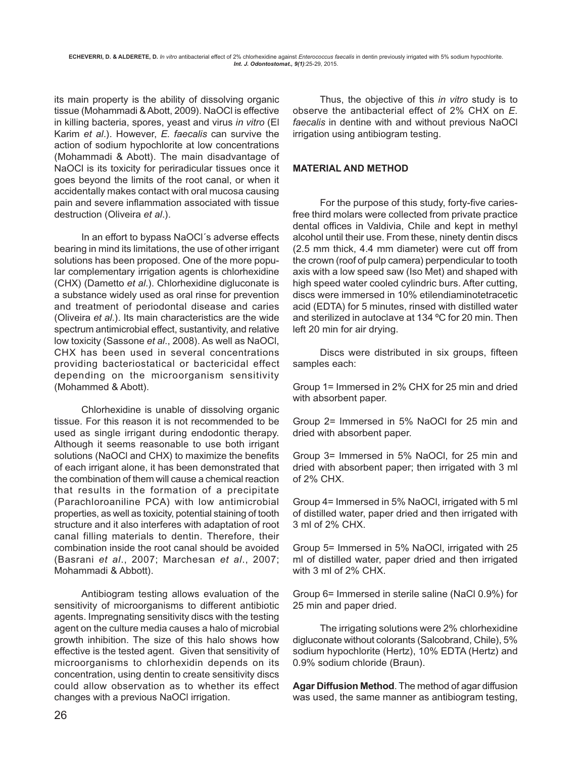its main property is the ability of dissolving organic tissue (Mohammadi & Abott, 2009). NaOCl is effective in killing bacteria, spores, yeast and virus *in vitro* (El Karim *et al*.). However, *E. faecalis* can survive the action of sodium hypochlorite at low concentrations (Mohammadi & Abott). The main disadvantage of NaOCl is its toxicity for periradicular tissues once it goes beyond the limits of the root canal, or when it accidentally makes contact with oral mucosa causing pain and severe inflammation associated with tissue destruction (Oliveira *et al*.).

In an effort to bypass NaOCl´s adverse effects bearing in mind its limitations, the use of other irrigant solutions has been proposed. One of the more popular complementary irrigation agents is chlorhexidine (CHX) (Dametto *et al*.). Chlorhexidine digluconate is a substance widely used as oral rinse for prevention and treatment of periodontal disease and caries (Oliveira *et al*.). Its main characteristics are the wide spectrum antimicrobial effect, sustantivity, and relative low toxicity (Sassone *et al*., 2008). As well as NaOCl, CHX has been used in several concentrations providing bacteriostatical or bactericidal effect depending on the microorganism sensitivity (Mohammed & Abott).

Chlorhexidine is unable of dissolving organic tissue. For this reason it is not recommended to be used as single irrigant during endodontic therapy. Although it seems reasonable to use both irrigant solutions (NaOCl and CHX) to maximize the benefits of each irrigant alone, it has been demonstrated that the combination of them will cause a chemical reaction that results in the formation of a precipitate (Parachloroaniline PCA) with low antimicrobial properties, as well as toxicity, potential staining of tooth structure and it also interferes with adaptation of root canal filling materials to dentin. Therefore, their combination inside the root canal should be avoided (Basrani *et al*., 2007; Marchesan *et al*., 2007; Mohammadi & Abbott).

Antibiogram testing allows evaluation of the sensitivity of microorganisms to different antibiotic agents. Impregnating sensitivity discs with the testing agent on the culture media causes a halo of microbial growth inhibition. The size of this halo shows how effective is the tested agent. Given that sensitivity of microorganisms to chlorhexidin depends on its concentration, using dentin to create sensitivity discs could allow observation as to whether its effect changes with a previous NaOCl irrigation.

Thus, the objective of this *in vitro* study is to observe the antibacterial effect of 2% CHX on *E. faecalis* in dentine with and without previous NaOCl irrigation using antibiogram testing.

## MATERIAL AND METHOD

For the purpose of this study, forty-five caries-free third molars were collected from private practice dental offices in Valdivia, Chile and kept in methyl alcohol until their use. From these, ninety dentin discs (2.5 mm thick, 4.4 mm diameter) were cut off from the crown (roof of pulp camera) perpendicular to tooth axis with a low speed saw (Iso Met) and shaped with high speed water cooled cylindric burs. After cutting, discs were immersed in 10% etilendiaminotetracetic acid (EDTA) for 5 minutes, rinsed with distilled water and sterilized in autoclave at 134 ºC for 20 min. Then left 20 min for air drying.

Discs were distributed in six groups, fifteen samples each:

Group 1= Immersed in 2% CHX for 25 min and dried with absorbent paper.

Group 2= Immersed in 5% NaOCl for 25 min and dried with absorbent paper.

Group 3= Immersed in 5% NaOCl, for 25 min and dried with absorbent paper; then irrigated with 3 ml of 2% CHX.

Group 4= Immersed in 5% NaOCl, irrigated with 5 ml of distilled water, paper dried and then irrigated with 3 ml of 2% CHX.

Group 5= Immersed in 5% NaOCl, irrigated with 25 ml of distilled water, paper dried and then irrigated with 3 ml of 2% CHX.

Group 6= Immersed in sterile saline (NaCl 0.9%) for 25 min and paper dried.

The irrigating solutions were 2% chlorhexidine digluconate without colorants (Salcobrand, Chile), 5% sodium hypochlorite (Hertz), 10% EDTA (Hertz) and 0.9% sodium chloride (Braun).

**Agar Diffusion Method**. The method of agar diffusion was used, the same manner as antibiogram testing,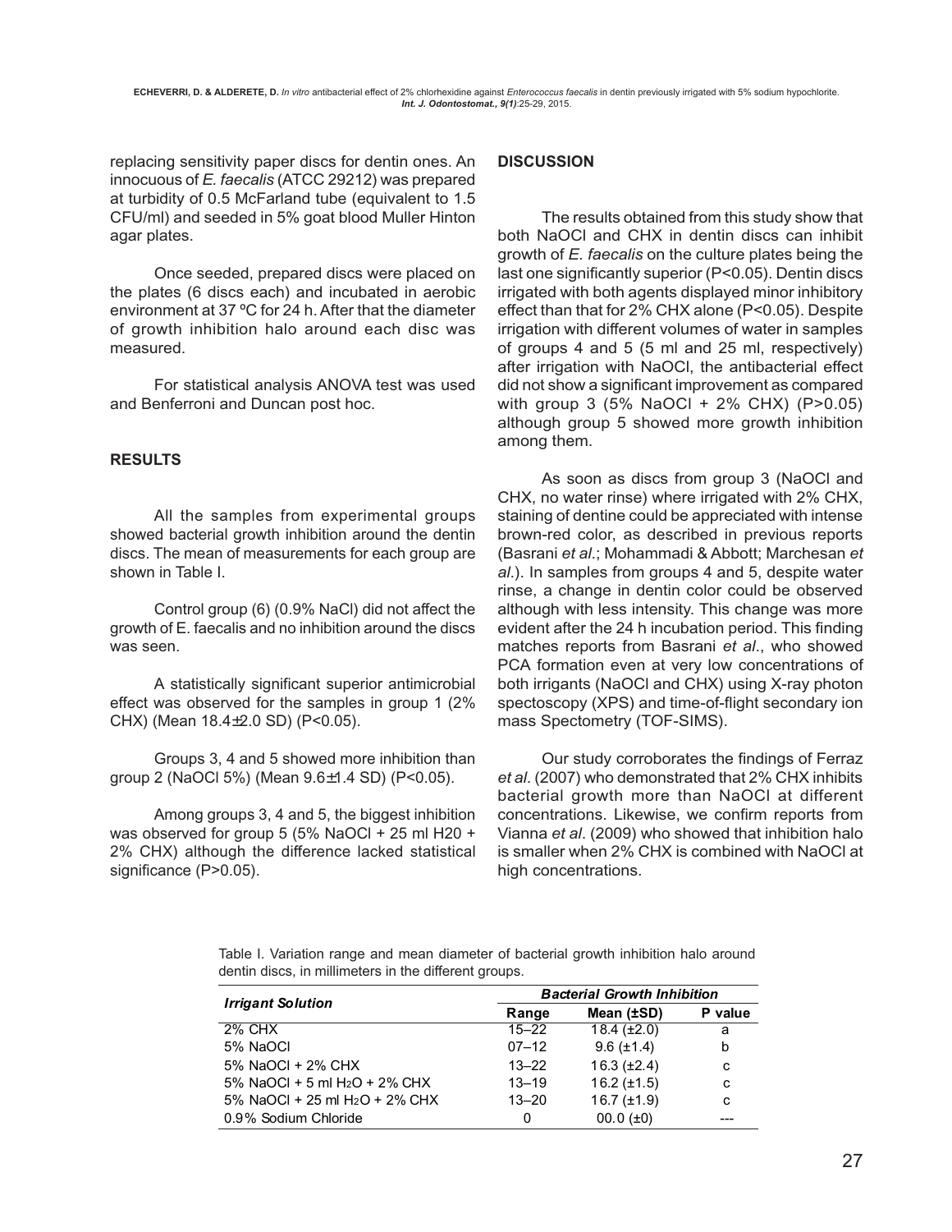replacing sensitivity paper discs for dentin ones. An innocuous of *E. faecalis* (ATCC 29212) was prepared at turbidity of 0.5 McFarland tube (equivalent to 1.5 CFU/ml) and seeded in 5% goat blood Muller Hinton agar plates.

Once seeded, prepared discs were placed on the plates (6 discs each) and incubated in aerobic environment at 37 ºC for 24 h. After that the diameter of growth inhibition halo around each disc was measured.

For statistical analysis ANOVA test was used and Benferroni and Duncan post hoc.

## RESULTS

All the samples from experimental groups showed bacterial growth inhibition around the dentin discs. The mean of measurements for each group are shown in Table I.

Control group (6) (0.9% NaCl) did not affect the growth of E. faecalis and no inhibition around the discs was seen.

A statistically significant superior antimicrobial effect was observed for the samples in group 1 (2% CHX) (Mean 18.4±2.0 SD) ($P<0.05$).

Groups 3, 4 and 5 showed more inhibition than group 2 (NaOCl 5%) (Mean 9.6±1.4 SD) ($P<0.05$).

Among groups 3, 4 and 5, the biggest inhibition was observed for group 5 (5% NaOCl + 25 ml H20 + 2% CHX) although the difference lacked statistical significance ($P>0.05$).

## DISCUSSION

The results obtained from this study show that both NaOCl and CHX in dentin discs can inhibit growth of *E. faecalis* on the culture plates being the last one significantly superior ($P<0.05$). Dentin discs irrigated with both agents displayed minor inhibitory effect than that for 2% CHX alone ($P<0.05$). Despite irrigation with different volumes of water in samples of groups 4 and 5 (5 ml and 25 ml, respectively) after irrigation with NaOCl, the antibacterial effect did not show a significant improvement as compared with group 3 (5% NaOCl + 2% CHX) ($P>0.05$) although group 5 showed more growth inhibition among them.

As soon as discs from group 3 (NaOCl and CHX, no water rinse) where irrigated with 2% CHX, staining of dentine could be appreciated with intense brown-red color, as described in previous reports (Basrani *et al*.; Mohammadi & Abbott; Marchesan *et al*.). In samples from groups 4 and 5, despite water rinse, a change in dentin color could be observed although with less intensity. This change was more evident after the 24 h incubation period. This finding matches reports from Basrani *et al*., who showed PCA formation even at very low concentrations of both irrigants (NaOCl and CHX) using X-ray photon spectoscopy (XPS) and time-of-flight secondary ion mass Spectometry (TOF-SIMS).

Our study corroborates the findings of Ferraz *et al*. (2007) who demonstrated that 2% CHX inhibits bacterial growth more than NaOCl at different concentrations. Likewise, we confirm reports from Vianna *et al*. (2009) who showed that inhibition halo is smaller when 2% CHX is combined with NaOCl at high concentrations.

Table I. Variation range and mean diameter of bacterial growth inhibition halo around dentin discs, in millimeters in the different groups.

| Irrigant Solution | Bacterial Growth Inhibition | | |
|---|---|---|---|
| | Range | Mean (±SD) | P value |
| 2% CHX | 15–22 | 18.4 (±2.0) | a |
| 5% NaOCl | 07–12 | 9.6 (±1.4) | b |
| 5% NaOCl + 2% CHX | 13–22 | 16.3 (±2.4) | c |
| 5% NaOCl + 5 ml $H_2O$ + 2% CHX | 13–19 | 16.2 (±1.5) | c |
| 5% NaOCl + 25 ml $H_2O$ + 2% CHX | 13–20 | 16.7 (±1.9) | c |
| 0.9% Sodium Chloride | 0 | 00.0 (±0) | --- |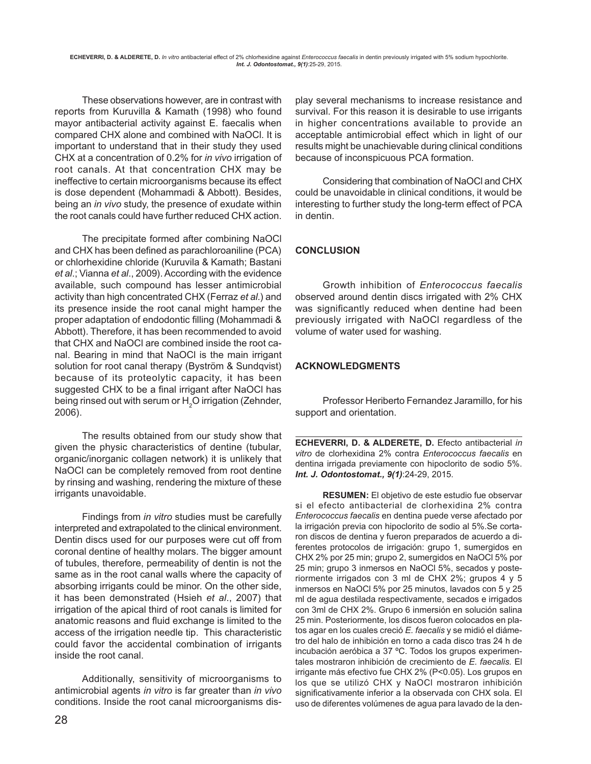These observations however, are in contrast with reports from Kuruvilla & Kamath (1998) who found mayor antibacterial activity against E. faecalis when compared CHX alone and combined with NaOCl. It is important to understand that in their study they used CHX at a concentration of 0.2% for *in vivo* irrigation of root canals. At that concentration CHX may be ineffective to certain microorganisms because its effect is dose dependent (Mohammadi & Abbott). Besides, being an *in vivo* study, the presence of exudate within the root canals could have further reduced CHX action.

The precipitate formed after combining NaOCl and CHX has been defined as parachloroaniline (PCA) or chlorhexidine chloride (Kuruvila & Kamath; Bastani *et al*.; Vianna *et al*., 2009). According with the evidence available, such compound has lesser antimicrobial activity than high concentrated CHX (Ferraz *et al*.) and its presence inside the root canal might hamper the proper adaptation of endodontic filling (Mohammadi & Abbott). Therefore, it has been recommended to avoid that CHX and NaOCl are combined inside the root canal. Bearing in mind that NaOCl is the main irrigant solution for root canal therapy (Byström & Sundqvist) because of its proteolytic capacity, it has been suggested CHX to be a final irrigant after NaOCl has being rinsed out with serum or $H_2O$ irrigation (Zehnder, 2006).

The results obtained from our study show that given the physic characteristics of dentine (tubular, organic/inorganic collagen network) it is unlikely that NaOCl can be completely removed from root dentine by rinsing and washing, rendering the mixture of these irrigants unavoidable.

Findings from *in vitro* studies must be carefully interpreted and extrapolated to the clinical environment. Dentin discs used for our purposes were cut off from coronal dentine of healthy molars. The bigger amount of tubules, therefore, permeability of dentin is not the same as in the root canal walls where the capacity of absorbing irrigants could be minor. On the other side, it has been demonstrated (Hsieh *et al*., 2007) that irrigation of the apical third of root canals is limited for anatomic reasons and fluid exchange is limited to the access of the irrigation needle tip. This characteristic could favor the accidental combination of irrigants inside the root canal.

Additionally, sensitivity of microorganisms to antimicrobial agents *in vitro* is far greater than *in vivo* conditions. Inside the root canal microorganisms display several mechanisms to increase resistance and survival. For this reason it is desirable to use irrigants in higher concentrations available to provide an acceptable antimicrobial effect which in light of our results might be unachievable during clinical conditions because of inconspicuous PCA formation.

Considering that combination of NaOCl and CHX could be unavoidable in clinical conditions, it would be interesting to further study the long-term effect of PCA in dentin.

## CONCLUSION

Growth inhibition of *Enterococcus faecalis* observed around dentin discs irrigated with 2% CHX was significantly reduced when dentine had been previously irrigated with NaOCl regardless of the volume of water used for washing.

## ACKNOWLEDGMENTS

Professor Heriberto Fernandez Jaramillo, for his support and orientation.

---

**ECHEVERRI, D. & ALDERETE, D.** Efecto antibacterial *in vitro* de clorhexidina 2% contra *Enterococcus faecalis* en dentina irrigada previamente con hipoclorito de sodio 5%. ***Int. J. Odontostomat., 9(1)***:24-29, 2015.

**RESUMEN:** El objetivo de este estudio fue observar si el efecto antibacterial de clorhexidina 2% contra *Enterococcus faecalis* en dentina puede verse afectado por la irrigación previa con hipoclorito de sodio al 5%.Se cortaron discos de dentina y fueron preparados de acuerdo a diferentes protocolos de irrigación: grupo 1, sumergidos en CHX 2% por 25 min; grupo 2, sumergidos en NaOCl 5% por 25 min; grupo 3 inmersos en NaOCl 5%, secados y posteriormente irrigados con 3 ml de CHX 2%; grupos 4 y 5 inmersos en NaOCl 5% por 25 minutos, lavados con 5 y 25 ml de agua destilada respectivamente, secados e irrigados con 3ml de CHX 2%. Grupo 6 inmersión en solución salina 25 min. Posteriormente, los discos fueron colocados en platos agar en los cuales creció *E. faecalis* y se midió el diámetro del halo de inhibición en torno a cada disco tras 24 h de incubación aeróbica a 37 ºC. Todos los grupos experimentales mostraron inhibición de crecimiento de *E. faecalis.* El irrigante más efectivo fue CHX 2% ($P<0.05$). Los grupos en los que se utilizó CHX y NaOCl mostraron inhibición significativamente inferior a la observada con CHX sola. El uso de diferentes volúmenes de agua para lavado de la den-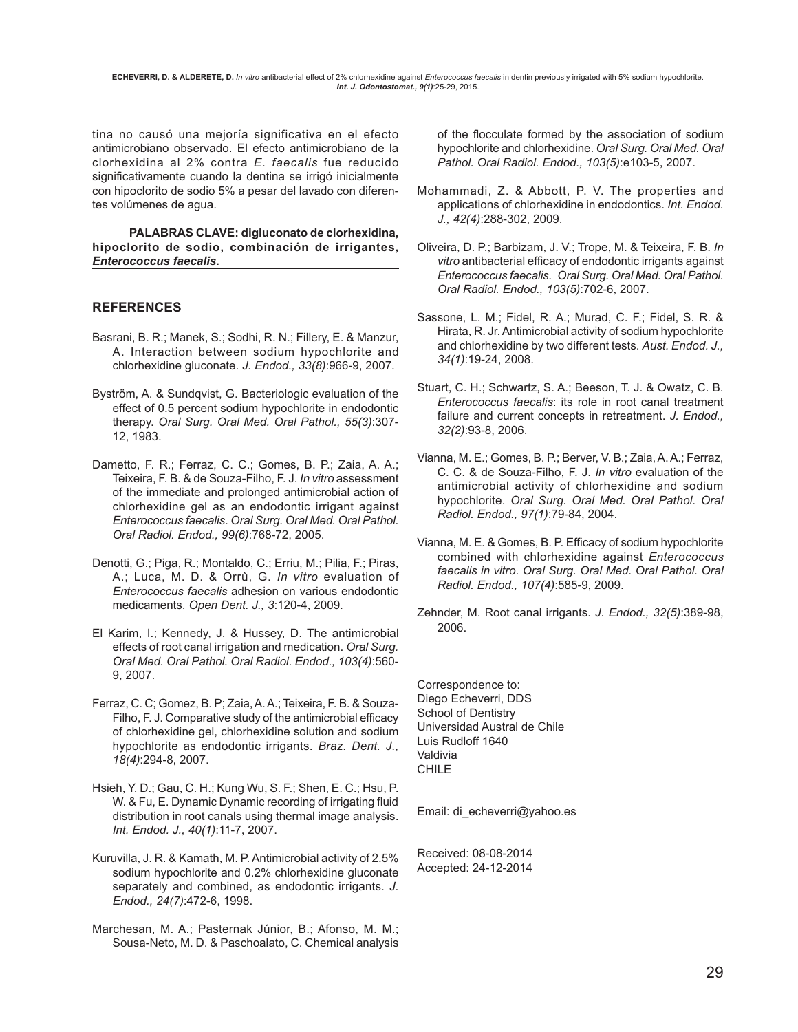tina no causó una mejoría significativa en el efecto antimicrobiano observado. El efecto antimicrobiano de la clorhexidina al 2% contra *E. faecalis* fue reducido significativamente cuando la dentina se irrigó inicialmente con hipoclorito de sodio 5% a pesar del lavado con diferentes volúmenes de agua.

**PALABRAS CLAVE: digluconato de clorhexidina, hipoclorito de sodio, combinación de irrigantes, *Enterococcus faecalis*.**

## REFERENCES

Basrani, B. R.; Manek, S.; Sodhi, R. N.; Fillery, E. & Manzur, A. Interaction between sodium hypochlorite and chlorhexidine gluconate. *J. Endod., 33(8)*:966-9, 2007.

Byström, A. & Sundqvist, G. Bacteriologic evaluation of the effect of 0.5 percent sodium hypochlorite in endodontic therapy. *Oral Surg. Oral Med. Oral Pathol., 55(3)*:307-12, 1983.

Dametto, F. R.; Ferraz, C. C.; Gomes, B. P.; Zaia, A. A.; Teixeira, F. B. & de Souza-Filho, F. J. *In vitro* assessment of the immediate and prolonged antimicrobial action of chlorhexidine gel as an endodontic irrigant against *Enterococcus faecalis*. *Oral Surg. Oral Med. Oral Pathol. Oral Radiol. Endod., 99(6)*:768-72, 2005.

Denotti, G.; Piga, R.; Montaldo, C.; Erriu, M.; Pilia, F.; Piras, A.; Luca, M. D. & Orrù, G. *In vitro* evaluation of *Enterococcus faecalis* adhesion on various endodontic medicaments. *Open Dent. J., 3*:120-4, 2009.

El Karim, I.; Kennedy, J. & Hussey, D. The antimicrobial effects of root canal irrigation and medication. *Oral Surg. Oral Med. Oral Pathol. Oral Radiol. Endod., 103(4)*:560-9, 2007.

Ferraz, C. C; Gomez, B. P; Zaia, A. A.; Teixeira, F. B. & Souza-Filho, F. J. Comparative study of the antimicrobial efficacy of chlorhexidine gel, chlorhexidine solution and sodium hypochlorite as endodontic irrigants. *Braz. Dent. J., 18(4)*:294-8, 2007.

Hsieh, Y. D.; Gau, C. H.; Kung Wu, S. F.; Shen, E. C.; Hsu, P. W. & Fu, E. Dynamic Dynamic recording of irrigating fluid distribution in root canals using thermal image analysis. *Int. Endod. J., 40(1)*:11-7, 2007.

Kuruvilla, J. R. & Kamath, M. P. Antimicrobial activity of 2.5% sodium hypochlorite and 0.2% chlorhexidine gluconate separately and combined, as endodontic irrigants. *J. Endod., 24(7)*:472-6, 1998.

Marchesan, M. A.; Pasternak Júnior, B.; Afonso, M. M.; Sousa-Neto, M. D. & Paschoalato, C. Chemical analysis of the flocculate formed by the association of sodium hypochlorite and chlorhexidine. *Oral Surg. Oral Med. Oral Pathol. Oral Radiol. Endod., 103(5)*:e103-5, 2007.

Mohammadi, Z. & Abbott, P. V. The properties and applications of chlorhexidine in endodontics. *Int. Endod. J., 42(4)*:288-302, 2009.

Oliveira, D. P.; Barbizam, J. V.; Trope, M. & Teixeira, F. B. *In vitro* antibacterial efficacy of endodontic irrigants against *Enterococcus faecalis*. *Oral Surg. Oral Med. Oral Pathol. Oral Radiol. Endod., 103(5)*:702-6, 2007.

Sassone, L. M.; Fidel, R. A.; Murad, C. F.; Fidel, S. R. & Hirata, R. Jr. Antimicrobial activity of sodium hypochlorite and chlorhexidine by two different tests. *Aust. Endod. J., 34(1)*:19-24, 2008.

Stuart, C. H.; Schwartz, S. A.; Beeson, T. J. & Owatz, C. B. *Enterococcus faecalis*: its role in root canal treatment failure and current concepts in retreatment. *J. Endod., 32(2)*:93-8, 2006.

Vianna, M. E.; Gomes, B. P.; Berver, V. B.; Zaia, A. A.; Ferraz, C. C. & de Souza-Filho, F. J. *In vitro* evaluation of the antimicrobial activity of chlorhexidine and sodium hypochlorite. *Oral Surg. Oral Med. Oral Pathol. Oral Radiol. Endod., 97(1)*:79-84, 2004.

Vianna, M. E. & Gomes, B. P. Efficacy of sodium hypochlorite combined with chlorhexidine against *Enterococcus faecalis in vitro*. *Oral Surg. Oral Med. Oral Pathol. Oral Radiol. Endod., 107(4)*:585-9, 2009.

Zehnder, M. Root canal irrigants. *J. Endod., 32(5)*:389-98, 2006.

Correspondence to:
Diego Echeverri, DDS
School of Dentistry
Universidad Austral de Chile
Luis Rudloff 1640
Valdivia
CHILE

Email: di_echeverri@yahoo.es

Received: 08-08-2014
Accepted: 24-12-2014